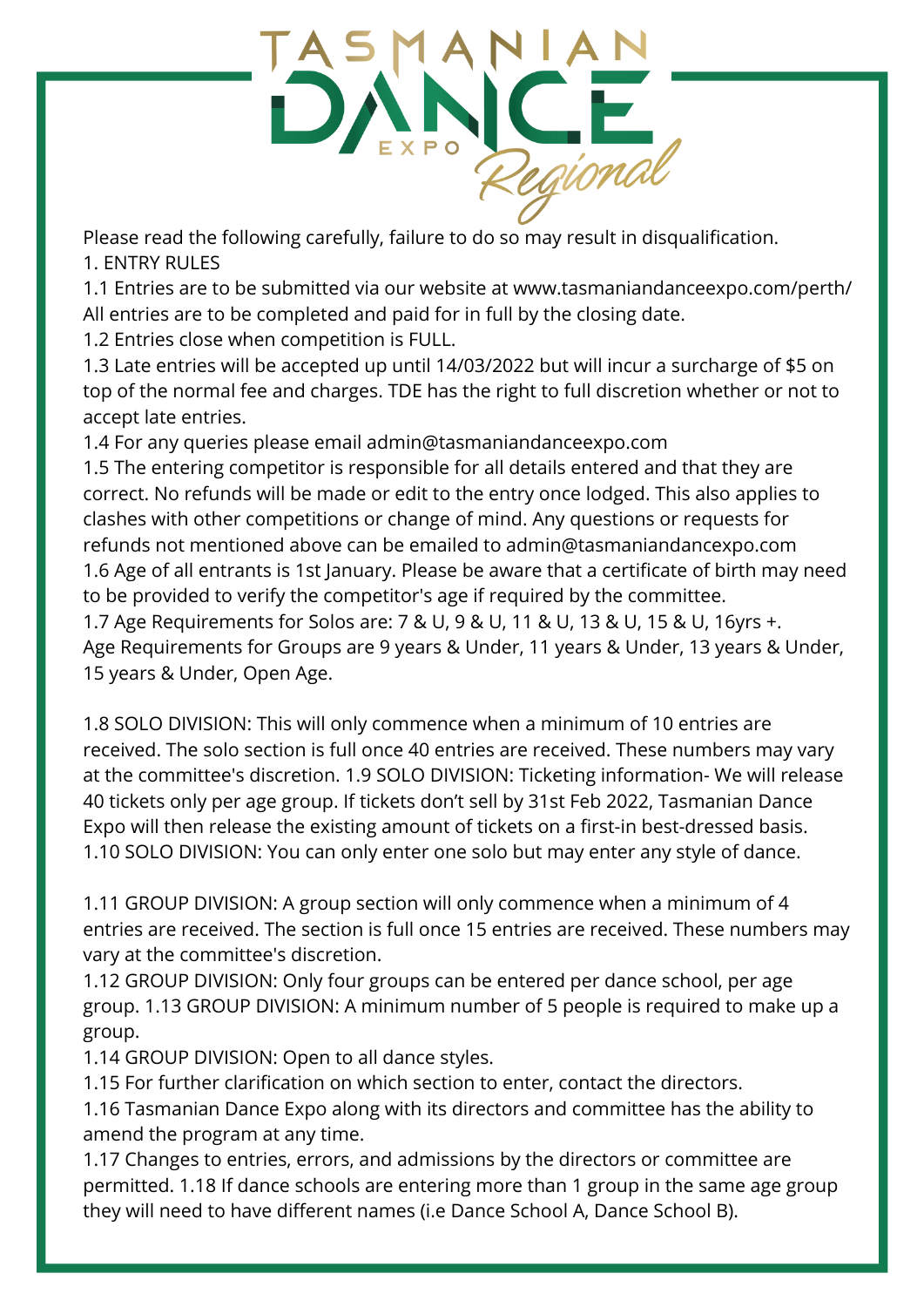# TASMANIAN DANCE EXPO Regional

Please read the following carefully, failure to do so may result in disqualification.

## 1. ENTRY RULES

1.1 Entries are to be submitted via our website at www.tasmaniandanceexpo.com/perth/ All entries are to be completed and paid for in full by the closing date.

1.2 Entries close when competition is FULL.

1.3 Late entries will be accepted up until 14/03/2022 but will incur a surcharge of $5 on top of the normal fee and charges. TDE has the right to full discretion whether or not to accept late entries.

1.4 For any queries please email admin@tasmaniandanceexpo.com

1.5 The entering competitor is responsible for all details entered and that they are correct. No refunds will be made or edit to the entry once lodged. This also applies to clashes with other competitions or change of mind. Any questions or requests for refunds not mentioned above can be emailed to admin@tasmaniandancexpo.com

1.6 Age of all entrants is 1st January. Please be aware that a certificate of birth may need to be provided to verify the competitor's age if required by the committee.

1.7 Age Requirements for Solos are: 7 & U, 9 & U, 11 & U, 13 & U, 15 & U, 16yrs +. Age Requirements for Groups are 9 years & Under, 11 years & Under, 13 years & Under, 15 years & Under, Open Age.

1.8 SOLO DIVISION: This will only commence when a minimum of 10 entries are received. The solo section is full once 40 entries are received. These numbers may vary at the committee's discretion. 1.9 SOLO DIVISION: Ticketing information- We will release 40 tickets only per age group. If tickets don't sell by 31st Feb 2022, Tasmanian Dance Expo will then release the existing amount of tickets on a first-in best-dressed basis.

1.10 SOLO DIVISION: You can only enter one solo but may enter any style of dance.

1.11 GROUP DIVISION: A group section will only commence when a minimum of 4 entries are received. The section is full once 15 entries are received. These numbers may vary at the committee's discretion.

1.12 GROUP DIVISION: Only four groups can be entered per dance school, per age group. 1.13 GROUP DIVISION: A minimum number of 5 people is required to make up a group.

1.14 GROUP DIVISION: Open to all dance styles.

1.15 For further clarification on which section to enter, contact the directors.

1.16 Tasmanian Dance Expo along with its directors and committee has the ability to amend the program at any time.

1.17 Changes to entries, errors, and admissions by the directors or committee are permitted. 1.18 If dance schools are entering more than 1 group in the same age group they will need to have different names (i.e Dance School A, Dance School B).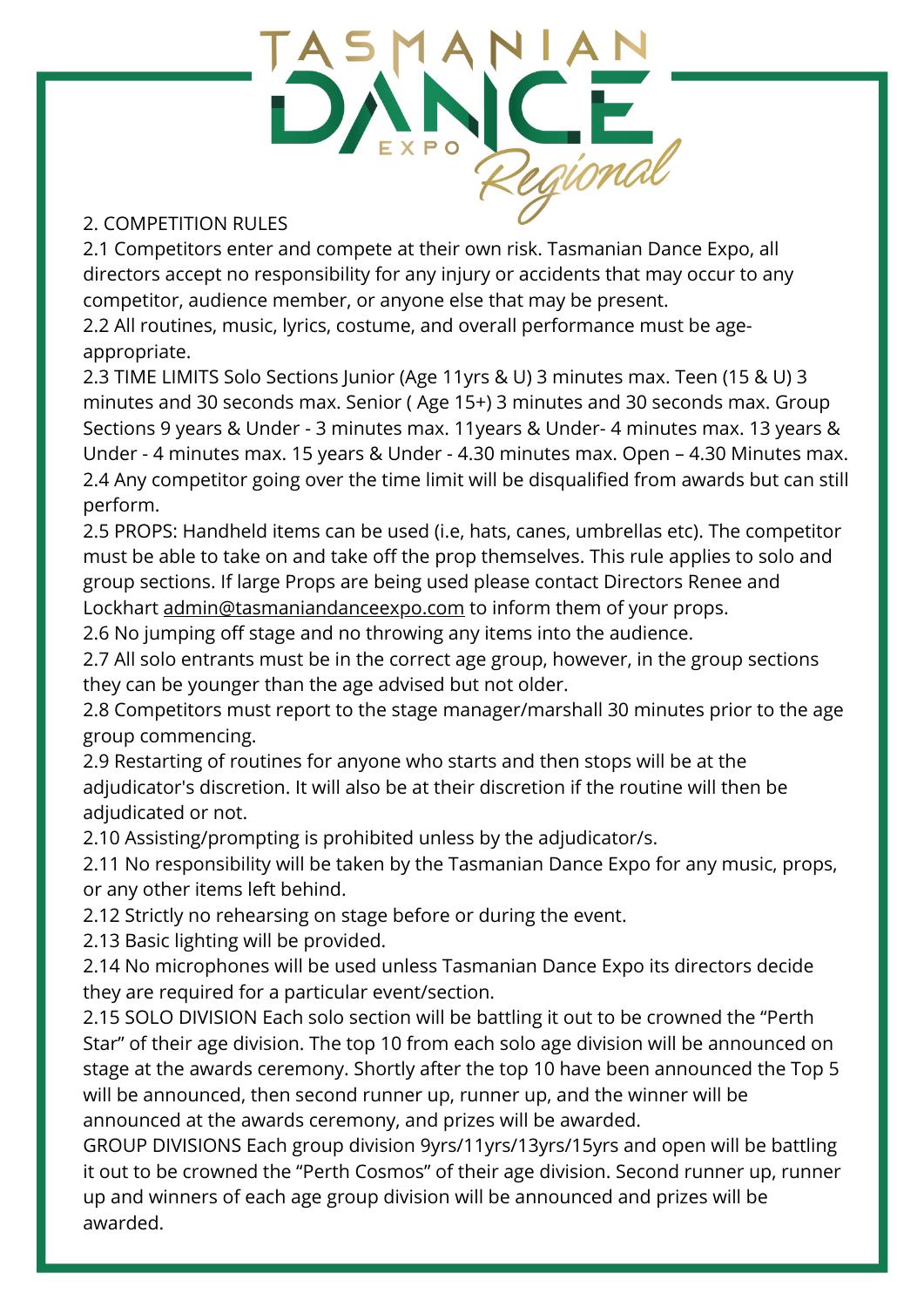## 2. COMPETITION RULES

2.1 Competitors enter and compete at their own risk. Tasmanian Dance Expo, all directors accept no responsibility for any injury or accidents that may occur to any competitor, audience member, or anyone else that may be present.

2.2 All routines, music, lyrics, costume, and overall performance must be age-appropriate.

2.3 TIME LIMITS Solo Sections Junior (Age 11yrs & U) 3 minutes max. Teen (15 & U) 3 minutes and 30 seconds max. Senior ( Age 15+) 3 minutes and 30 seconds max. Group Sections 9 years & Under - 3 minutes max. 11years & Under- 4 minutes max. 13 years & Under - 4 minutes max. 15 years & Under - 4.30 minutes max. Open – 4.30 Minutes max.

2.4 Any competitor going over the time limit will be disqualified from awards but can still perform.

2.5 PROPS: Handheld items can be used (i.e, hats, canes, umbrellas etc). The competitor must be able to take on and take off the prop themselves. This rule applies to solo and group sections. If large Props are being used please contact Directors Renee and Lockhart admin@tasmaniandanceexpo.com to inform them of your props.

2.6 No jumping off stage and no throwing any items into the audience.

2.7 All solo entrants must be in the correct age group, however, in the group sections they can be younger than the age advised but not older.

2.8 Competitors must report to the stage manager/marshall 30 minutes prior to the age group commencing.

2.9 Restarting of routines for anyone who starts and then stops will be at the adjudicator's discretion. It will also be at their discretion if the routine will then be adjudicated or not.

2.10 Assisting/prompting is prohibited unless by the adjudicator/s.

2.11 No responsibility will be taken by the Tasmanian Dance Expo for any music, props, or any other items left behind.

2.12 Strictly no rehearsing on stage before or during the event.

2.13 Basic lighting will be provided.

2.14 No microphones will be used unless Tasmanian Dance Expo its directors decide they are required for a particular event/section.

2.15 SOLO DIVISION Each solo section will be battling it out to be crowned the "Perth Star" of their age division. The top 10 from each solo age division will be announced on stage at the awards ceremony. Shortly after the top 10 have been announced the Top 5 will be announced, then second runner up, runner up, and the winner will be announced at the awards ceremony, and prizes will be awarded.

GROUP DIVISIONS Each group division 9yrs/11yrs/13yrs/15yrs and open will be battling it out to be crowned the "Perth Cosmos" of their age division. Second runner up, runner up and winners of each age group division will be announced and prizes will be awarded.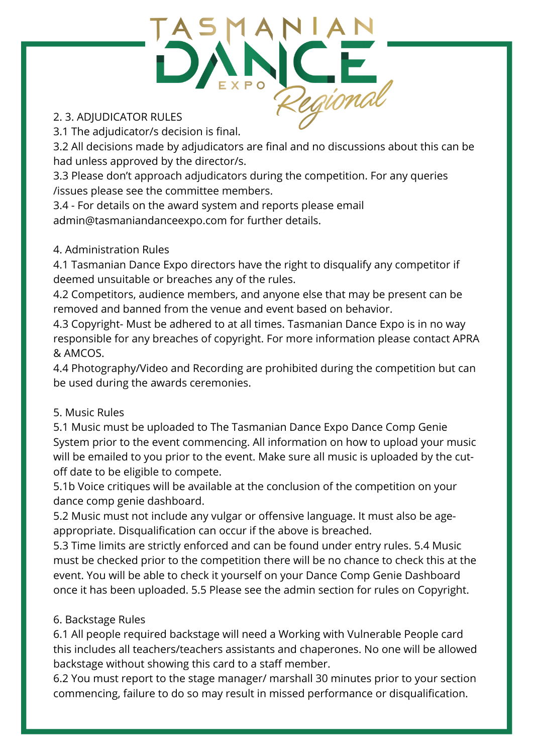## 2. 3. ADJUDICATOR RULES

3.1 The adjudicator/s decision is final.

3.2 All decisions made by adjudicators are final and no discussions about this can be had unless approved by the director/s.

3.3 Please don't approach adjudicators during the competition. For any queries /issues please see the committee members.

3.4 - For details on the award system and reports please email admin@tasmaniandanceexpo.com for further details.

## 4. Administration Rules

4.1 Tasmanian Dance Expo directors have the right to disqualify any competitor if deemed unsuitable or breaches any of the rules.

4.2 Competitors, audience members, and anyone else that may be present can be removed and banned from the venue and event based on behavior.

4.3 Copyright- Must be adhered to at all times. Tasmanian Dance Expo is in no way responsible for any breaches of copyright. For more information please contact APRA & AMCOS.

4.4 Photography/Video and Recording are prohibited during the competition but can be used during the awards ceremonies.

## 5. Music Rules

5.1 Music must be uploaded to The Tasmanian Dance Expo Dance Comp Genie System prior to the event commencing. All information on how to upload your music will be emailed to you prior to the event. Make sure all music is uploaded by the cut-off date to be eligible to compete.

5.1b Voice critiques will be available at the conclusion of the competition on your dance comp genie dashboard.

5.2 Music must not include any vulgar or offensive language. It must also be age-appropriate. Disqualification can occur if the above is breached.

5.3 Time limits are strictly enforced and can be found under entry rules. 5.4 Music must be checked prior to the competition there will be no chance to check this at the event. You will be able to check it yourself on your Dance Comp Genie Dashboard once it has been uploaded. 5.5 Please see the admin section for rules on Copyright.

## 6. Backstage Rules

6.1 All people required backstage will need a Working with Vulnerable People card this includes all teachers/teachers assistants and chaperones. No one will be allowed backstage without showing this card to a staff member.

6.2 You must report to the stage manager/ marshall 30 minutes prior to your section commencing, failure to do so may result in missed performance or disqualification.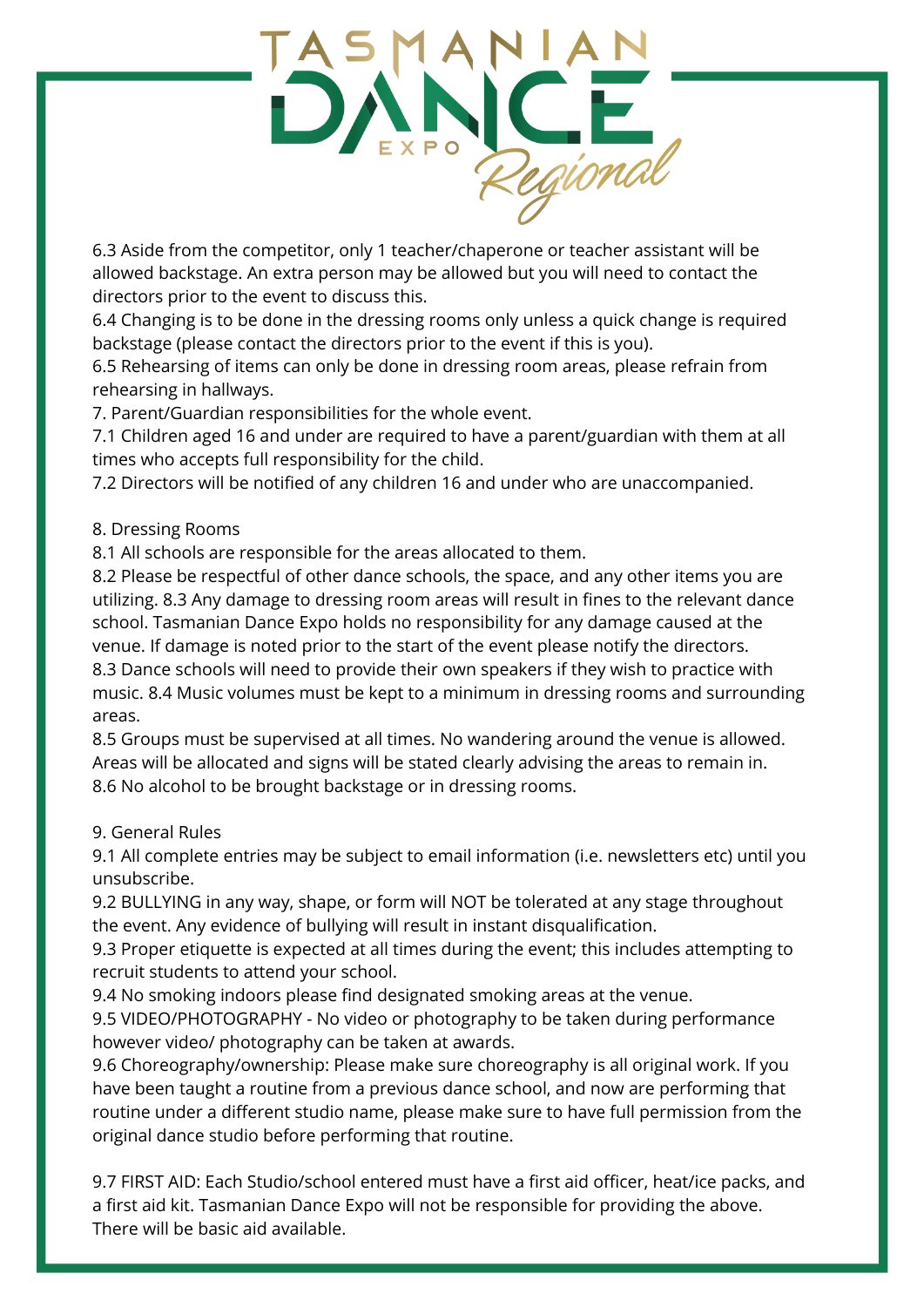6.3 Aside from the competitor, only 1 teacher/chaperone or teacher assistant will be allowed backstage. An extra person may be allowed but you will need to contact the directors prior to the event to discuss this.
6.4 Changing is to be done in the dressing rooms only unless a quick change is required backstage (please contact the directors prior to the event if this is you).
6.5 Rehearsing of items can only be done in dressing room areas, please refrain from rehearsing in hallways.
7. Parent/Guardian responsibilities for the whole event.
7.1 Children aged 16 and under are required to have a parent/guardian with them at all times who accepts full responsibility for the child.
7.2 Directors will be notified of any children 16 and under who are unaccompanied.

8. Dressing Rooms
8.1 All schools are responsible for the areas allocated to them.
8.2 Please be respectful of other dance schools, the space, and any other items you are utilizing. 8.3 Any damage to dressing room areas will result in fines to the relevant dance school. Tasmanian Dance Expo holds no responsibility for any damage caused at the venue. If damage is noted prior to the start of the event please notify the directors.
8.3 Dance schools will need to provide their own speakers if they wish to practice with music. 8.4 Music volumes must be kept to a minimum in dressing rooms and surrounding areas.
8.5 Groups must be supervised at all times. No wandering around the venue is allowed. Areas will be allocated and signs will be stated clearly advising the areas to remain in.
8.6 No alcohol to be brought backstage or in dressing rooms.

9. General Rules
9.1 All complete entries may be subject to email information (i.e. newsletters etc) until you unsubscribe.
9.2 BULLYING in any way, shape, or form will NOT be tolerated at any stage throughout the event. Any evidence of bullying will result in instant disqualification.
9.3 Proper etiquette is expected at all times during the event; this includes attempting to recruit students to attend your school.
9.4 No smoking indoors please find designated smoking areas at the venue.
9.5 VIDEO/PHOTOGRAPHY - No video or photography to be taken during performance however video/ photography can be taken at awards.
9.6 Choreography/ownership: Please make sure choreography is all original work. If you have been taught a routine from a previous dance school, and now are performing that routine under a different studio name, please make sure to have full permission from the original dance studio before performing that routine.

9.7 FIRST AID: Each Studio/school entered must have a first aid officer, heat/ice packs, and a first aid kit. Tasmanian Dance Expo will not be responsible for providing the above. There will be basic aid available.